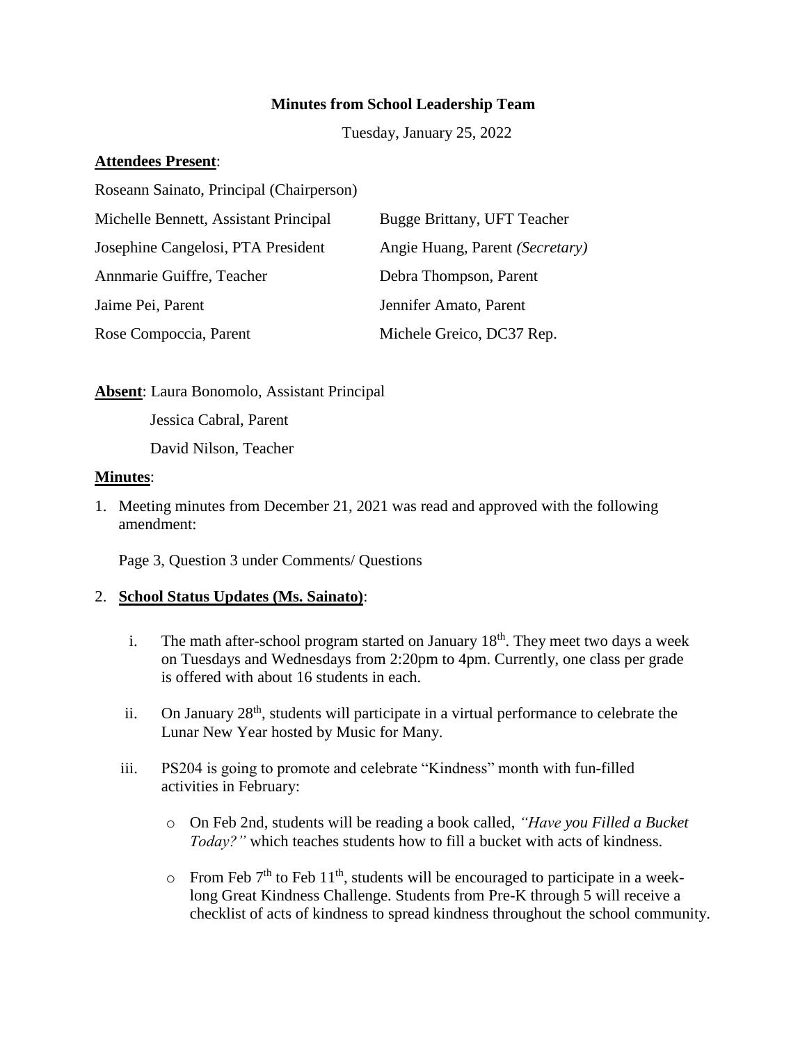**Minutes from School Leadership Team**

Tuesday, January 25, 2022

**Attendees Present**:

Roseann Sainato, Principal (Chairperson)

| | |
|---|---|
| Michelle Bennett, Assistant Principal | Bugge Brittany, UFT Teacher |
| Josephine Cangelosi, PTA President | Angie Huang, Parent *(Secretary)* |
| Annmarie Guiffre, Teacher | Debra Thompson, Parent |
| Jaime Pei, Parent | Jennifer Amato, Parent |
| Rose Compoccia, Parent | Michele Greico, DC37 Rep. |

**Absent**: Laura Bonomolo, Assistant Principal

Jessica Cabral, Parent

David Nilson, Teacher

**Minutes**:

1. Meeting minutes from December 21, 2021 was read and approved with the following amendment:

   Page 3, Question 3 under Comments/ Questions

2. **School Status Updates (Ms. Sainato)**:

   i. The math after-school program started on January 18th. They meet two days a week on Tuesdays and Wednesdays from 2:20pm to 4pm. Currently, one class per grade is offered with about 16 students in each.

   ii. On January 28th, students will participate in a virtual performance to celebrate the Lunar New Year hosted by Music for Many.

   iii. PS204 is going to promote and celebrate "Kindness" month with fun-filled activities in February:

   - On Feb 2nd, students will be reading a book called, *"Have you Filled a Bucket Today?"* which teaches students how to fill a bucket with acts of kindness.
   - From Feb 7th to Feb 11th, students will be encouraged to participate in a week-long Great Kindness Challenge. Students from Pre-K through 5 will receive a checklist of acts of kindness to spread kindness throughout the school community.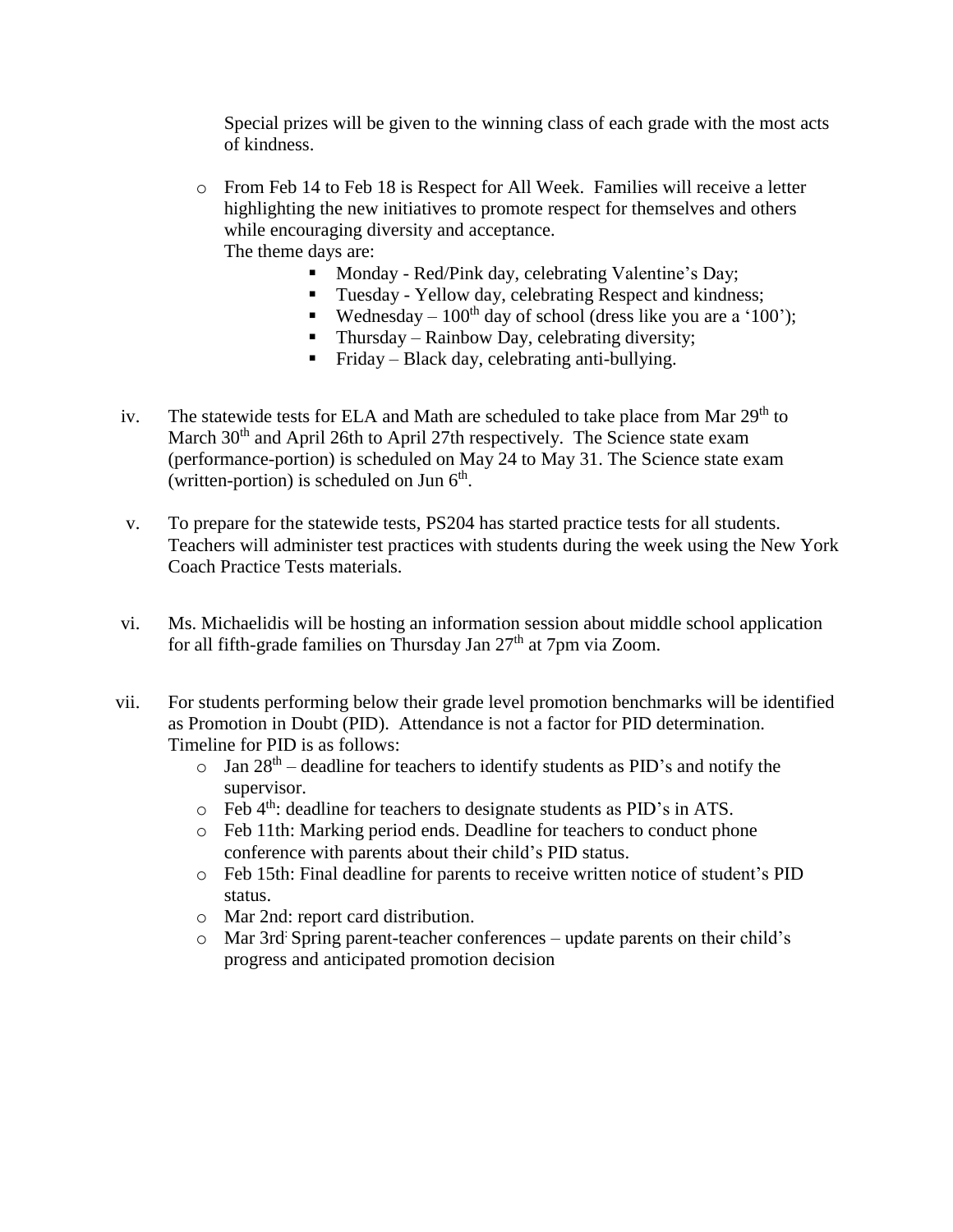Special prizes will be given to the winning class of each grade with the most acts of kindness.

- From Feb 14 to Feb 18 is Respect for All Week. Families will receive a letter highlighting the new initiatives to promote respect for themselves and others while encouraging diversity and acceptance.
  The theme days are:
    - Monday - Red/Pink day, celebrating Valentine's Day;
    - Tuesday - Yellow day, celebrating Respect and kindness;
    - Wednesday – 100th day of school (dress like you are a '100');
    - Thursday – Rainbow Day, celebrating diversity;
    - Friday – Black day, celebrating anti-bullying.

iv. The statewide tests for ELA and Math are scheduled to take place from Mar 29th to March 30th and April 26th to April 27th respectively. The Science state exam (performance-portion) is scheduled on May 24 to May 31. The Science state exam (written-portion) is scheduled on Jun 6th.

v. To prepare for the statewide tests, PS204 has started practice tests for all students. Teachers will administer test practices with students during the week using the New York Coach Practice Tests materials.

vi. Ms. Michaelidis will be hosting an information session about middle school application for all fifth-grade families on Thursday Jan 27th at 7pm via Zoom.

vii. For students performing below their grade level promotion benchmarks will be identified as Promotion in Doubt (PID). Attendance is not a factor for PID determination. Timeline for PID is as follows:
   - Jan 28th – deadline for teachers to identify students as PID's and notify the supervisor.
   - Feb 4th: deadline for teachers to designate students as PID's in ATS.
   - Feb 11th: Marking period ends. Deadline for teachers to conduct phone conference with parents about their child's PID status.
   - Feb 15th: Final deadline for parents to receive written notice of student's PID status.
   - Mar 2nd: report card distribution.
   - Mar 3rd: Spring parent-teacher conferences – update parents on their child's progress and anticipated promotion decision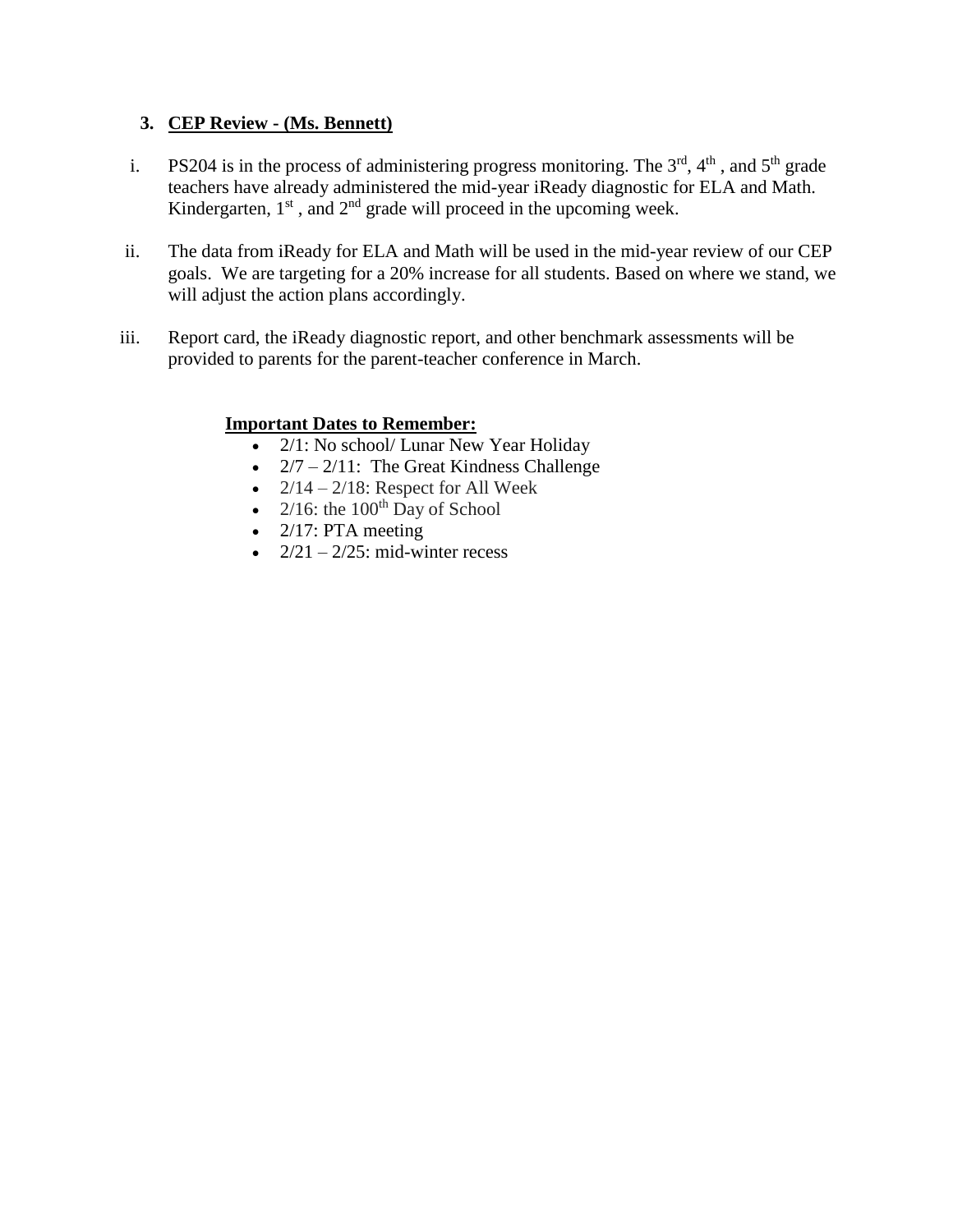3. **<u>CEP Review - (Ms. Bennett)</u>**

i. PS204 is in the process of administering progress monitoring. The 3rd, 4th, and 5th grade teachers have already administered the mid-year iReady diagnostic for ELA and Math. Kindergarten, 1st, and 2nd grade will proceed in the upcoming week.

ii. The data from iReady for ELA and Math will be used in the mid-year review of our CEP goals. We are targeting for a 20% increase for all students. Based on where we stand, we will adjust the action plans accordingly.

iii. Report card, the iReady diagnostic report, and other benchmark assessments will be provided to parents for the parent-teacher conference in March.

**<u>Important Dates to Remember:</u>**

- 2/1: No school/ Lunar New Year Holiday
- 2/7 – 2/11: The Great Kindness Challenge
- 2/14 – 2/18: Respect for All Week
- 2/16: the 100th Day of School
- 2/17: PTA meeting
- 2/21 – 2/25: mid-winter recess